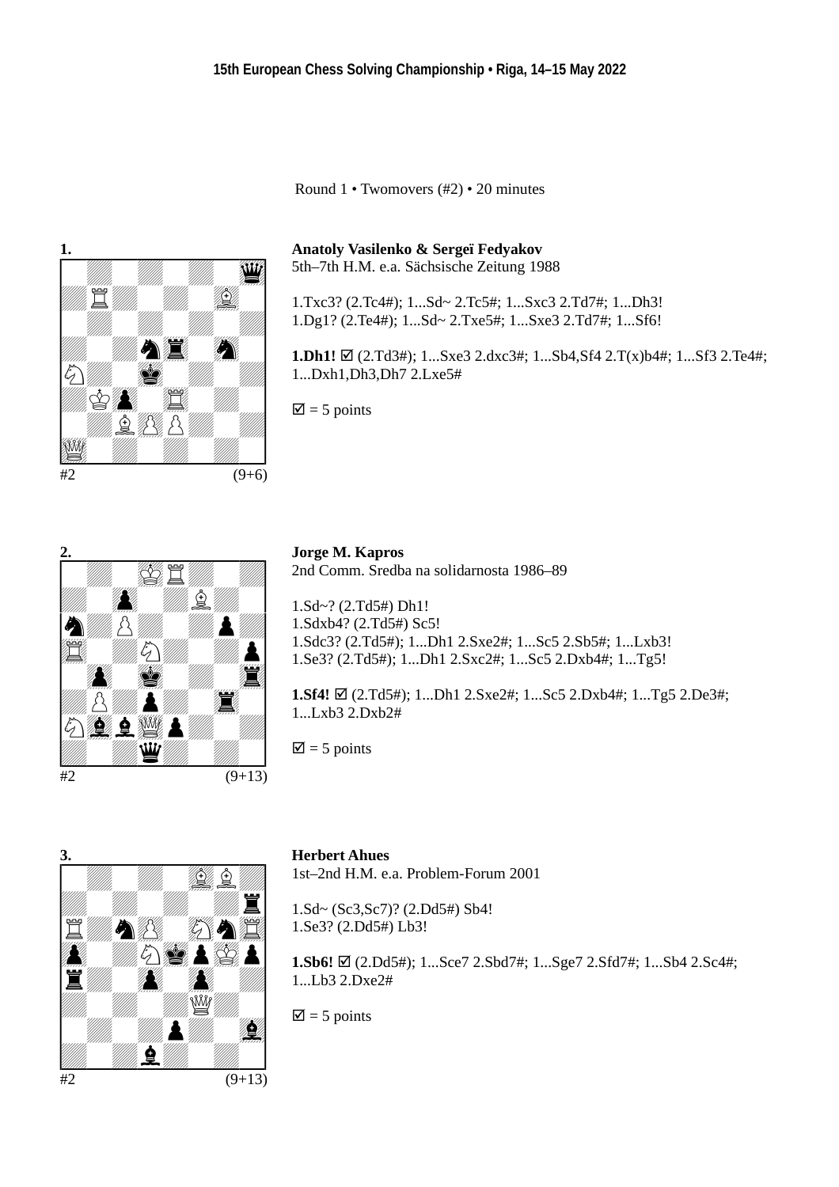15th European Chess Solving Championship • Riga, 14–15 May 2022

Round 1 • Twomovers (#2) • 20 minutes

**1.**

#2 (9+6)

**Anatoly Vasilenko & Sergeï Fedyakov**
5th–7th H.M. e.a. Sächsische Zeitung 1988

1.Txc3? (2.Tc4#); 1...Sd~ 2.Tc5#; 1...Sxc3 2.Td7#; 1...Dh3!
1.Dg1? (2.Te4#); 1...Sd~ 2.Txe5#; 1...Sxe3 2.Td7#; 1...Sf6!

**1.Dh1!** ☑ (2.Td3#); 1...Sxe3 2.dxc3#; 1...Sb4,Sf4 2.T(x)b4#; 1...Sf3 2.Te4#; 1...Dxh1,Dh3,Dh7 2.Lxe5#

☑ = 5 points

**2.**

#2 (9+13)

**Jorge M. Kapros**
2nd Comm. Sredba na solidarnosta 1986–89

1.Sd~? (2.Td5#) Dh1!
1.Sdxb4? (2.Td5#) Sc5!
1.Sdc3? (2.Td5#); 1...Dh1 2.Sxe2#; 1...Sc5 2.Sb5#; 1...Lxb3!
1.Se3? (2.Td5#); 1...Dh1 2.Sxc2#; 1...Sc5 2.Dxb4#; 1...Tg5!

**1.Sf4!** ☑ (2.Td5#); 1...Dh1 2.Sxe2#; 1...Sc5 2.Dxb4#; 1...Tg5 2.De3#; 1...Lxb3 2.Dxb2#

☑ = 5 points

**3.**

#2 (9+13)

**Herbert Ahues**
1st–2nd H.M. e.a. Problem-Forum 2001

1.Sd~ (Sc3,Sc7)? (2.Dd5#) Sb4!
1.Se3? (2.Dd5#) Lb3!

**1.Sb6!** ☑ (2.Dd5#); 1...Sce7 2.Sbd7#; 1...Sge7 2.Sfd7#; 1...Sb4 2.Sc4#; 1...Lb3 2.Dxe2#

☑ = 5 points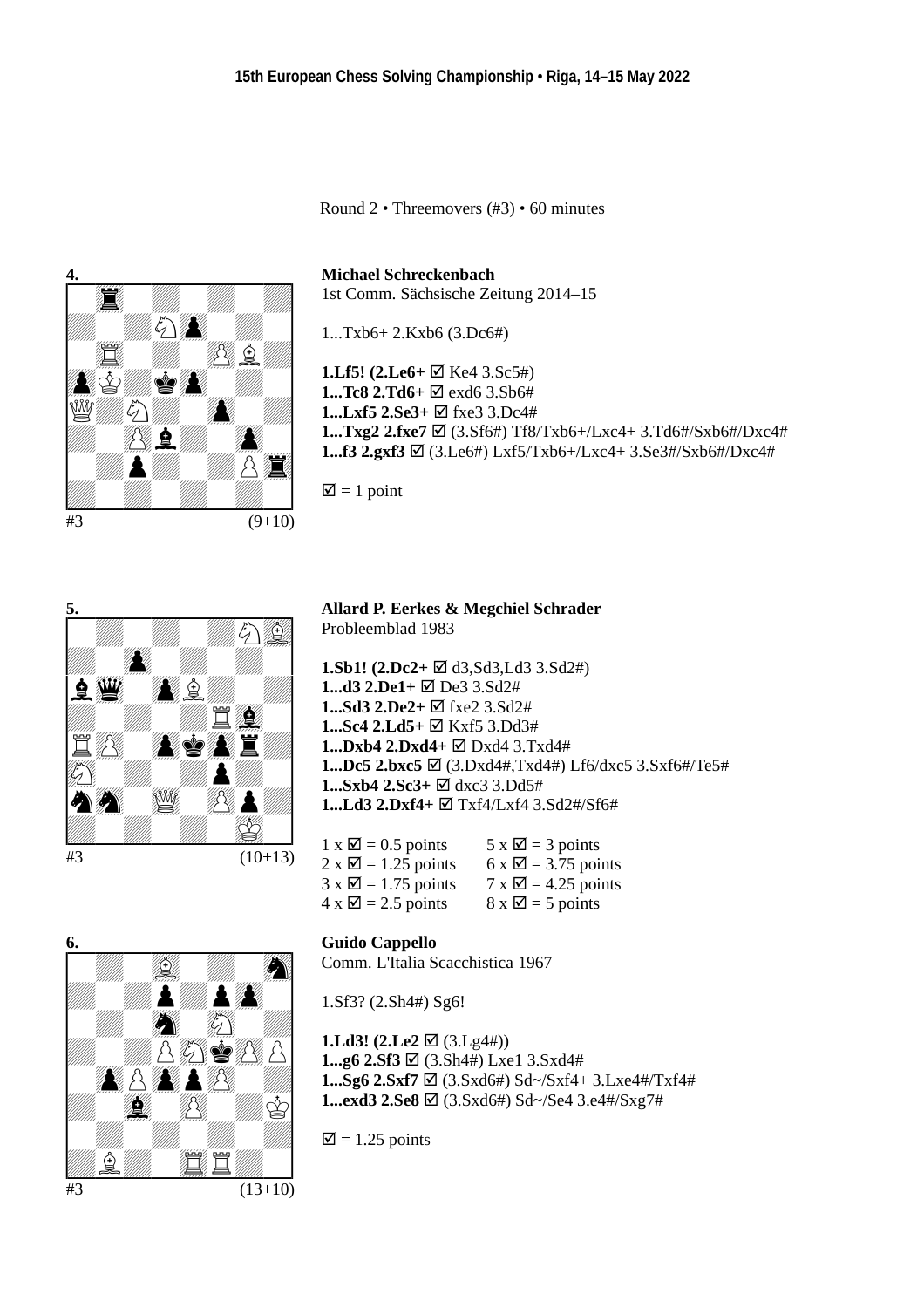**15th European Chess Solving Championship • Riga, 14–15 May 2022**

Round 2 • Threemovers (#3) • 60 minutes

**4.**

#3 (9+10)

**Michael Schreckenbach**
1st Comm. Sächsische Zeitung 2014–15

1...Txb6+ 2.Kxb6 (3.Dc6#)

**1.Lf5! (2.Le6+** ☑ Ke4 3.Sc5#)
**1...Tc8 2.Td6+** ☑ exd6 3.Sb6#
**1...Lxf5 2.Se3+** ☑ fxe3 3.Dc4#
**1...Txg2 2.fxe7** ☑ (3.Sf6#) Tf8/Txb6+/Lxc4+ 3.Td6#/Sxb6#/Dxc4#
**1...f3 2.gxf3** ☑ (3.Le6#) Lxf5/Txb6+/Lxc4+ 3.Se3#/Sxb6#/Dxc4#

☑ = 1 point

**5.**

#3 (10+13)

**Allard P. Eerkes & Megchiel Schrader**
Probleemblad 1983

**1.Sb1! (2.Dc2+** ☑ d3,Sd3,Ld3 3.Sd2#)
**1...d3 2.De1+** ☑ De3 3.Sd2#
**1...Sd3 2.De2+** ☑ fxe2 3.Sd2#
**1...Sc4 2.Ld5+** ☑ Kxf5 3.Dd3#
**1...Dxb4 2.Dxd4+** ☑ Dxd4 3.Txd4#
**1...Dc5 2.bxc5** ☑ (3.Dxd4#,Txd4#) Lf6/dxc5 3.Sxf6#/Te5#
**1...Sxb4 2.Sc3+** ☑ dxc3 3.Dd5#
**1...Ld3 2.Dxf4+** ☑ Txf4/Lxf4 3.Sd2#/Sf6#

| | |
|---|---|
| 1 x ☑ = 0.5 points | 5 x ☑ = 3 points |
| 2 x ☑ = 1.25 points | 6 x ☑ = 3.75 points |
| 3 x ☑ = 1.75 points | 7 x ☑ = 4.25 points |
| 4 x ☑ = 2.5 points | 8 x ☑ = 5 points |

**6.**

#3 (13+10)

**Guido Cappello**
Comm. L'Italia Scacchistica 1967

1.Sf3? (2.Sh4#) Sg6!

**1.Ld3! (2.Le2** ☑ (3.Lg4#))
**1...g6 2.Sf3** ☑ (3.Sh4#) Lxe1 3.Sxd4#
**1...Sg6 2.Sxf7** ☑ (3.Sxd6#) Sd~/Sxf4+ 3.Lxe4#/Txf4#
**1...exd3 2.Se8** ☑ (3.Sxd6#) Sd~/Se4 3.e4#/Sxg7#

☑ = 1.25 points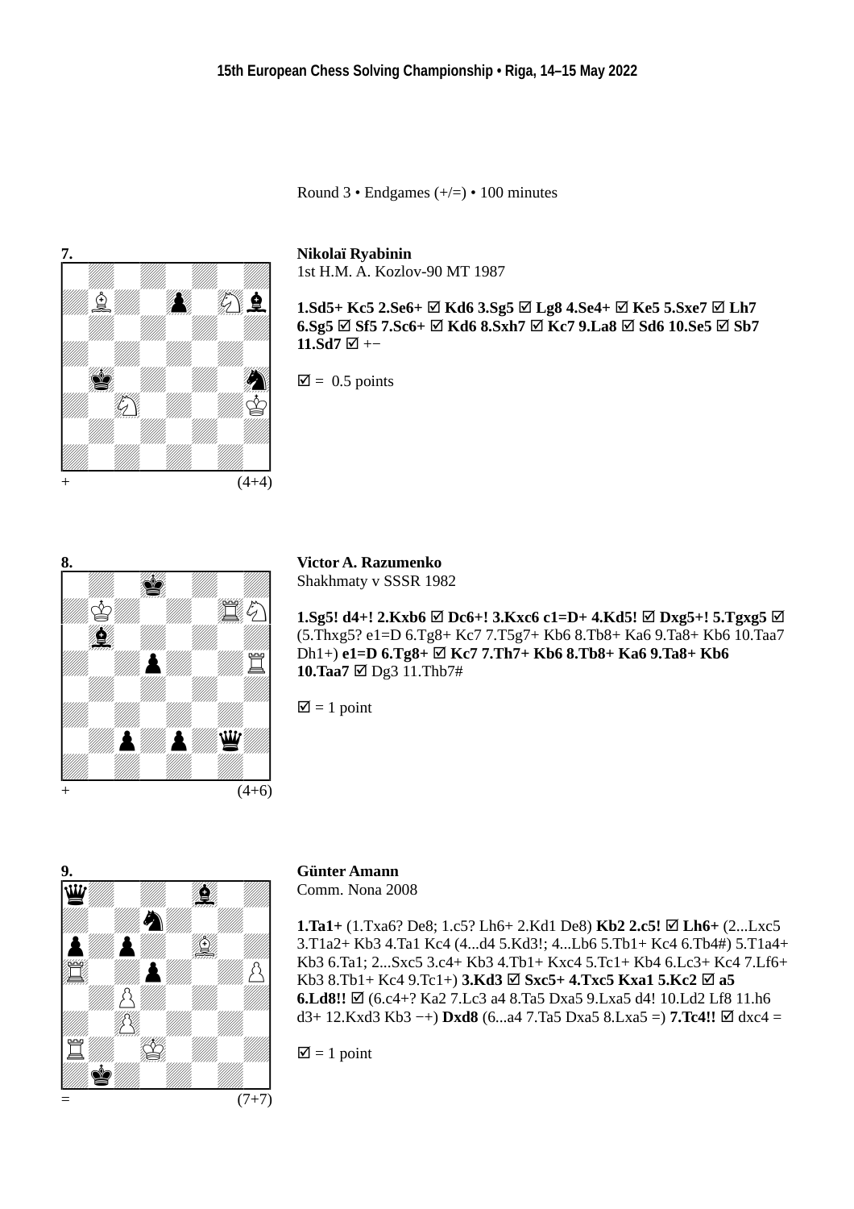Round 3 • Endgames (+/=) • 100 minutes

**7.**

+ (4+4)

**Nikolaï Ryabinin**
1st H.M. A. Kozlov-90 MT 1987

**1.Sd5+ Kc5 2.Se6+** ☑ **Kd6 3.Sg5** ☑ **Lg8 4.Se4+** ☑ **Ke5 5.Sxe7** ☑ **Lh7 6.Sg5** ☑ **Sf5 7.Sc6+** ☑ **Kd6 8.Sxh7** ☑ **Kc7 9.La8** ☑ **Sd6 10.Se5** ☑ **Sb7 11.Sd7** ☑ +−

☑ = 0.5 points

**8.**

+ (4+6)

**Victor A. Razumenko**
Shakhmaty v SSSR 1982

**1.Sg5! d4+! 2.Kxb6** ☑ **Dc6+! 3.Kxc6 c1=D+ 4.Kd5!** ☑ **Dxg5+! 5.Tgxg5** ☑ (5.Thxg5? e1=D 6.Tg8+ Kc7 7.T5g7+ Kb6 8.Tb8+ Ka6 9.Ta8+ Kb6 10.Taa7 Dh1+) **e1=D 6.Tg8+** ☑ **Kc7 7.Th7+ Kb6 8.Tb8+ Ka6 9.Ta8+ Kb6 10.Taa7** ☑ Dg3 11.Thb7#

☑ = 1 point

**9.**

= (7+7)

**Günter Amann**
Comm. Nona 2008

**1.Ta1+** (1.Txa6? De8; 1.c5? Lh6+ 2.Kd1 De8) **Kb2 2.c5!** ☑ **Lh6+** (2...Lxc5 3.T1a2+ Kb3 4.Ta1 Kc4 (4...d4 5.Kd3!; 4...Lb6 5.Tb1+ Kc4 6.Tb4#) 5.T1a4+ Kb3 6.Ta1; 2...Sxc5 3.c4+ Kb3 4.Tb1+ Kxc4 5.Tc1+ Kb4 6.Lc3+ Kc4 7.Lf6+ Kb3 8.Tb1+ Kc4 9.Tc1+) **3.Kd3** ☑ **Sxc5+ 4.Txc5 Kxa1 5.Kc2** ☑ **a5 6.Ld8!!** ☑ (6.c4+? Ka2 7.Lc3 a4 8.Ta5 Dxa5 9.Lxa5 d4! 10.Ld2 Lf8 11.h6 d3+ 12.Kxd3 Kb3 −+) **Dxd8** (6...a4 7.Ta5 Dxa5 8.Lxa5 =) **7.Tc4!!** ☑ dxc4 =

☑ = 1 point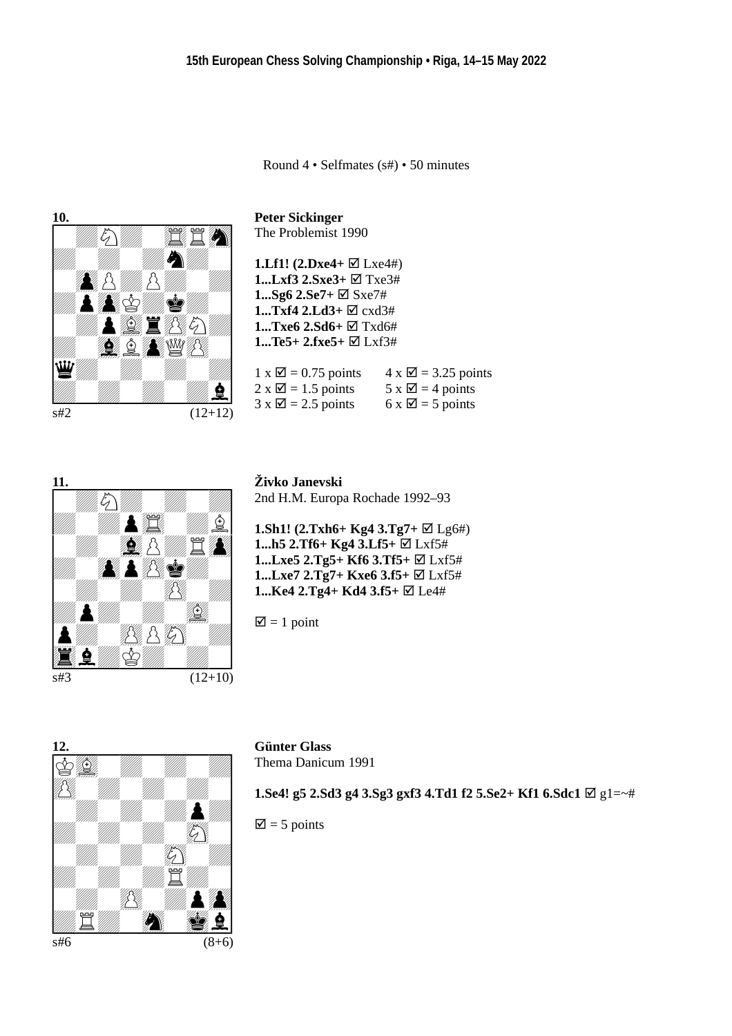Round 4 • Selfmates (s#) • 50 minutes

**10.**

s#2 (12+12)

**Peter Sickinger**
The Problemist 1990

**1.Lf1! (2.Dxe4+** ☑ Lxe4#)
**1...Lxf3 2.Sxe3+** ☑ Txe3#
**1...Sg6 2.Se7+** ☑ Sxe7#
**1...Txf4 2.Ld3+** ☑ cxd3#
**1...Txe6 2.Sd6+** ☑ Txd6#
**1...Te5+ 2.fxe5+** ☑ Lxf3#

| | |
|---|---|
| 1 x ☑ = 0.75 points | 4 x ☑ = 3.25 points |
| 2 x ☑ = 1.5 points | 5 x ☑ = 4 points |
| 3 x ☑ = 2.5 points | 6 x ☑ = 5 points |

**11.**

s#3 (12+10)

**Živko Janevski**
2nd H.M. Europa Rochade 1992–93

**1.Sh1! (2.Txh6+ Kg4 3.Tg7+** ☑ Lg6#)
**1...h5 2.Tf6+ Kg4 3.Lf5+** ☑ Lxf5#
**1...Lxe5 2.Tg5+ Kf6 3.Tf5+** ☑ Lxf5#
**1...Lxe7 2.Tg7+ Kxe6 3.f5+** ☑ Lxf5#
**1...Ke4 2.Tg4+ Kd4 3.f5+** ☑ Le4#

☑ = 1 point

**12.**

s#6 (8+6)

**Günter Glass**
Thema Danicum 1991

**1.Se4! g5 2.Sd3 g4 3.Sg3 gxf3 4.Td1 f2 5.Se2+ Kf1 6.Sdc1** ☑ g1=~#

☑ = 5 points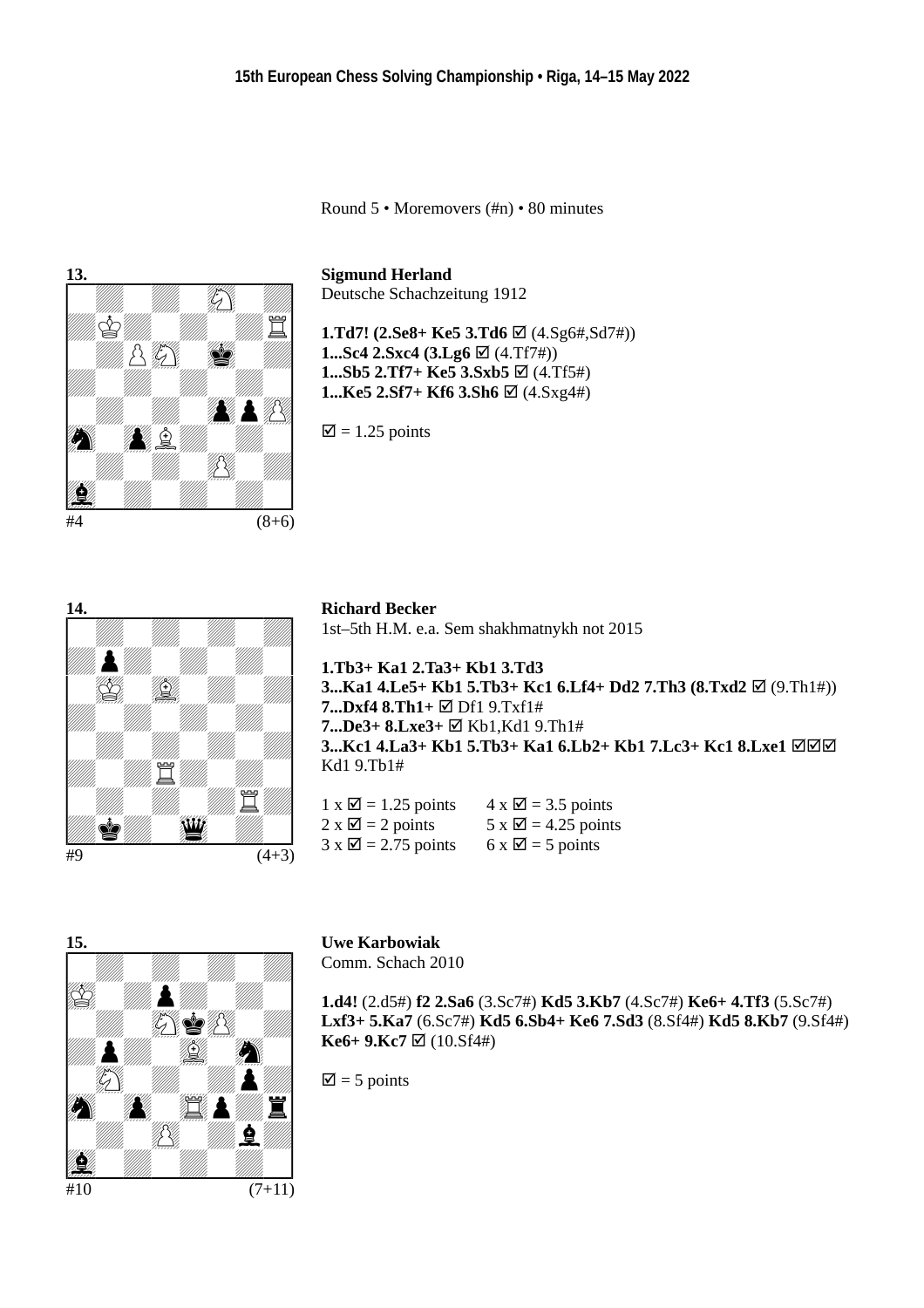Round 5 • Moremovers (#n) • 80 minutes

**13.**

#4 (8+6)

**Sigmund Herland**
Deutsche Schachzeitung 1912

**1.Td7! (2.Se8+ Ke5 3.Td6** ☑ (4.Sg6#,Sd7#))
**1...Sc4 2.Sxc4 (3.Lg6** ☑ (4.Tf7#))
**1...Sb5 2.Tf7+ Ke5 3.Sxb5** ☑ (4.Tf5#)
**1...Ke5 2.Sf7+ Kf6 3.Sh6** ☑ (4.Sxg4#)

☑ = 1.25 points

**14.**

#9 (4+3)

**Richard Becker**
1st–5th H.M. e.a. Sem shakhmatnykh not 2015

**1.Tb3+ Ka1 2.Ta3+ Kb1 3.Td3**
**3...Ka1 4.Le5+ Kb1 5.Tb3+ Kc1 6.Lf4+ Dd2 7.Th3 (8.Txd2** ☑ (9.Th1#))
**7...Dxf4 8.Th1+** ☑ Df1 9.Txf1#
**7...De3+ 8.Lxe3+** ☑ Kb1,Kd1 9.Th1#
**3...Kc1 4.La3+ Kb1 5.Tb3+ Ka1 6.Lb2+ Kb1 7.Lc3+ Kc1 8.Lxe1** ☑☑☑ Kd1 9.Tb1#

| | |
|---|---|
| 1 x ☑ = 1.25 points | 4 x ☑ = 3.5 points |
| 2 x ☑ = 2 points | 5 x ☑ = 4.25 points |
| 3 x ☑ = 2.75 points | 6 x ☑ = 5 points |

**15.**

#10 (7+11)

**Uwe Karbowiak**
Comm. Schach 2010

**1.d4!** (2.d5#) **f2 2.Sa6** (3.Sc7#) **Kd5 3.Kb7** (4.Sc7#) **Ke6+ 4.Tf3** (5.Sc7#) **Lxf3+ 5.Ka7** (6.Sc7#) **Kd5 6.Sb4+ Ke6 7.Sd3** (8.Sf4#) **Kd5 8.Kb7** (9.Sf4#) **Ke6+ 9.Kc7** ☑ (10.Sf4#)

☑ = 5 points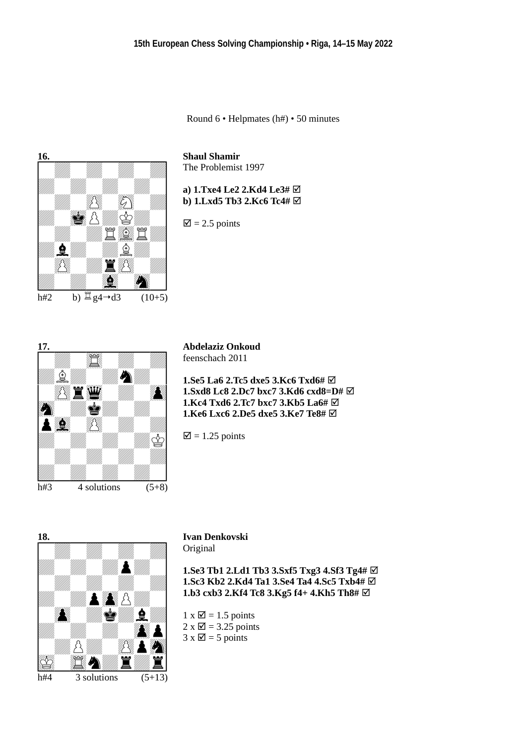**15th European Chess Solving Championship • Riga, 14–15 May 2022**

Round 6 • Helpmates (h#) • 50 minutes

**16.**

h#2 b) ♖g4→d3 (10+5)

**Shaul Shamir**
The Problemist 1997

**a) 1.Txe4 Le2 2.Kd4 Le3# ☑**
**b) 1.Lxd5 Tb3 2.Kc6 Tc4# ☑**

☑ = 2.5 points

**17.**

h#3 4 solutions (5+8)

**Abdelaziz Onkoud**
feenschach 2011

**1.Se5 La6 2.Tc5 dxe5 3.Kc6 Txd6# ☑**
**1.Sxd8 Lc8 2.Dc7 bxc7 3.Kd6 cxd8=D# ☑**
**1.Kc4 Txd6 2.Tc7 bxc7 3.Kb5 La6# ☑**
**1.Ke6 Lxc6 2.De5 dxe5 3.Ke7 Te8# ☑**

☑ = 1.25 points

**18.**

h#4 3 solutions (5+13)

**Ivan Denkovski**
Original

**1.Se3 Tb1 2.Ld1 Tb3 3.Sxf5 Txg3 4.Sf3 Tg4# ☑**
**1.Sc3 Kb2 2.Kd4 Ta1 3.Se4 Ta4 4.Sc5 Txb4# ☑**
**1.b3 cxb3 2.Kf4 Tc8 3.Kg5 f4+ 4.Kh5 Th8# ☑**

1 x ☑ = 1.5 points
2 x ☑ = 3.25 points
3 x ☑ = 5 points